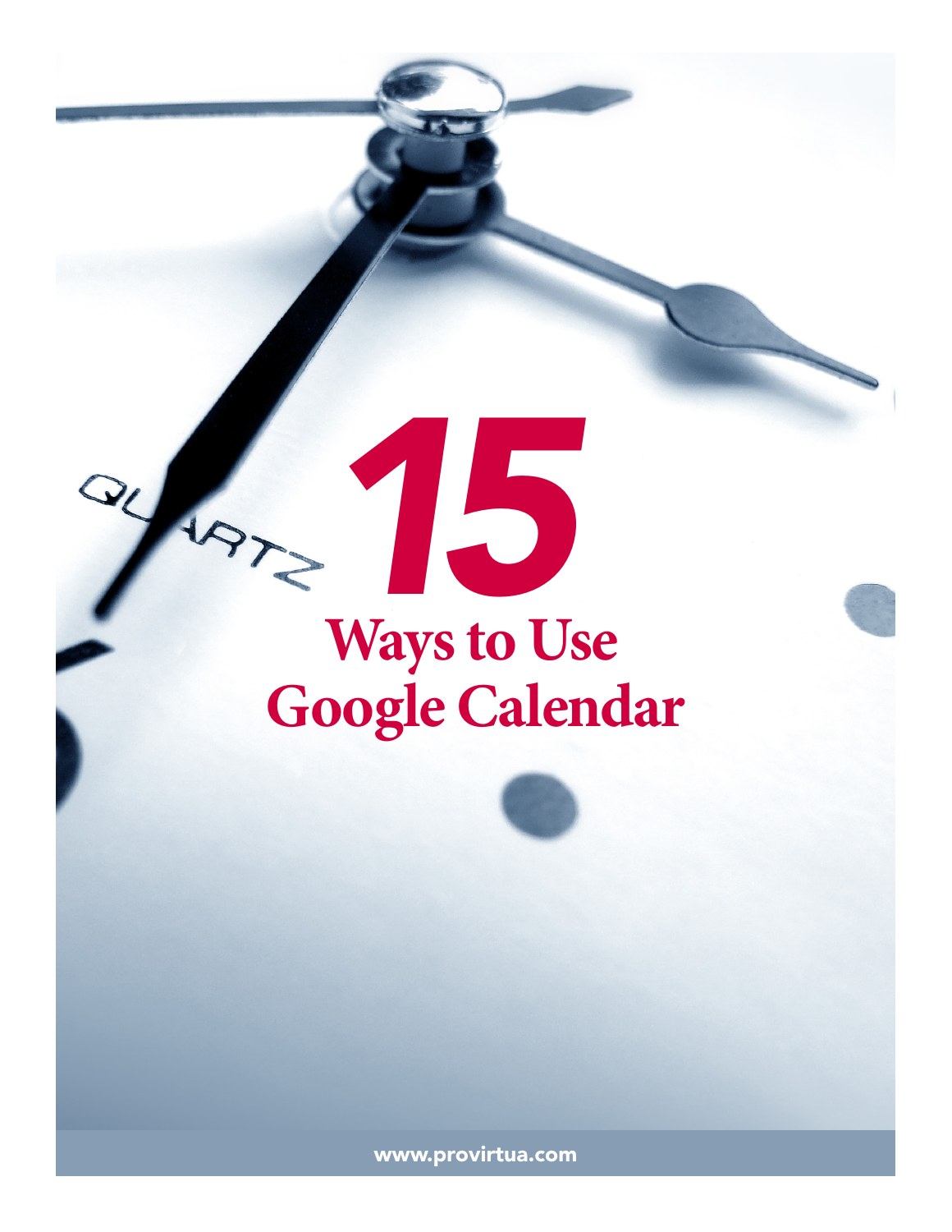# 15 Ways to Use Google Calendar

www.provirtua.com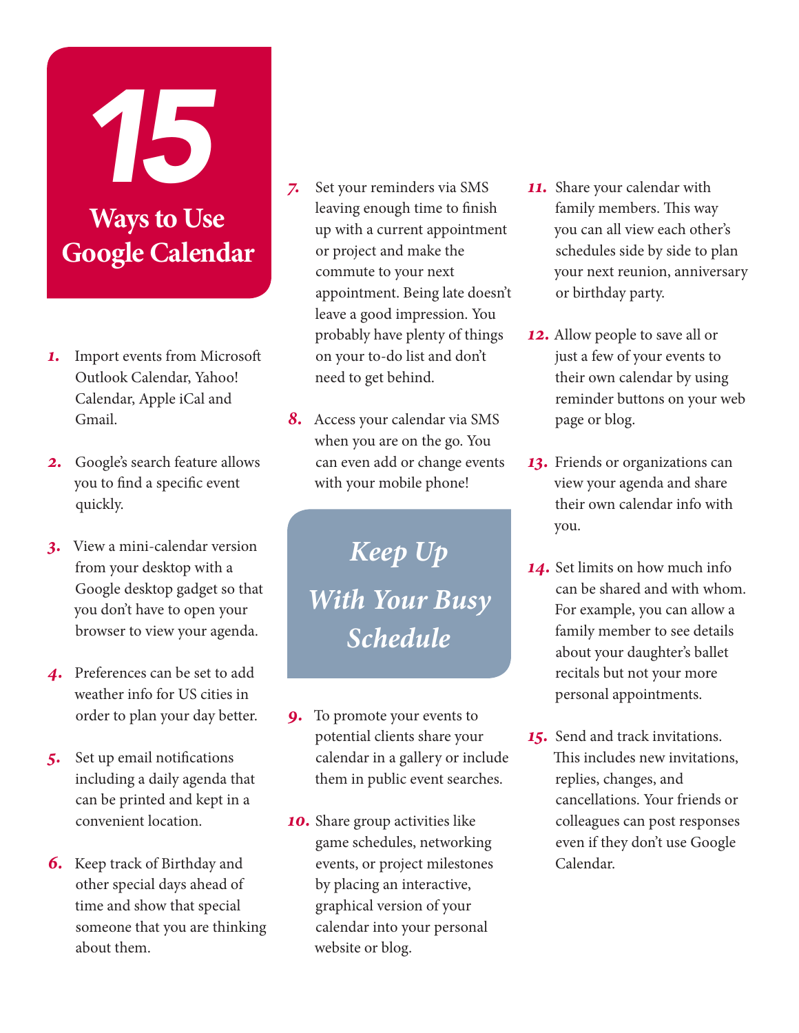# 15 Ways to Use Google Calendar

1. Import events from Microsoft Outlook Calendar, Yahoo! Calendar, Apple iCal and Gmail.

2. Google's search feature allows you to find a specific event quickly.

3. View a mini-calendar version from your desktop with a Google desktop gadget so that you don't have to open your browser to view your agenda.

4. Preferences can be set to add weather info for US cities in order to plan your day better.

5. Set up email notifications including a daily agenda that can be printed and kept in a convenient location.

6. Keep track of Birthday and other special days ahead of time and show that special someone that you are thinking about them.

7. Set your reminders via SMS leaving enough time to finish up with a current appointment or project and make the commute to your next appointment. Being late doesn't leave a good impression. You probably have plenty of things on your to-do list and don't need to get behind.

8. Access your calendar via SMS when you are on the go. You can even add or change events with your mobile phone!

## *Keep Up With Your Busy Schedule*

9. To promote your events to potential clients share your calendar in a gallery or include them in public event searches.

10. Share group activities like game schedules, networking events, or project milestones by placing an interactive, graphical version of your calendar into your personal website or blog.

11. Share your calendar with family members. This way you can all view each other's schedules side by side to plan your next reunion, anniversary or birthday party.

12. Allow people to save all or just a few of your events to their own calendar by using reminder buttons on your web page or blog.

13. Friends or organizations can view your agenda and share their own calendar info with you.

14. Set limits on how much info can be shared and with whom. For example, you can allow a family member to see details about your daughter's ballet recitals but not your more personal appointments.

15. Send and track invitations. This includes new invitations, replies, changes, and cancellations. Your friends or colleagues can post responses even if they don't use Google Calendar.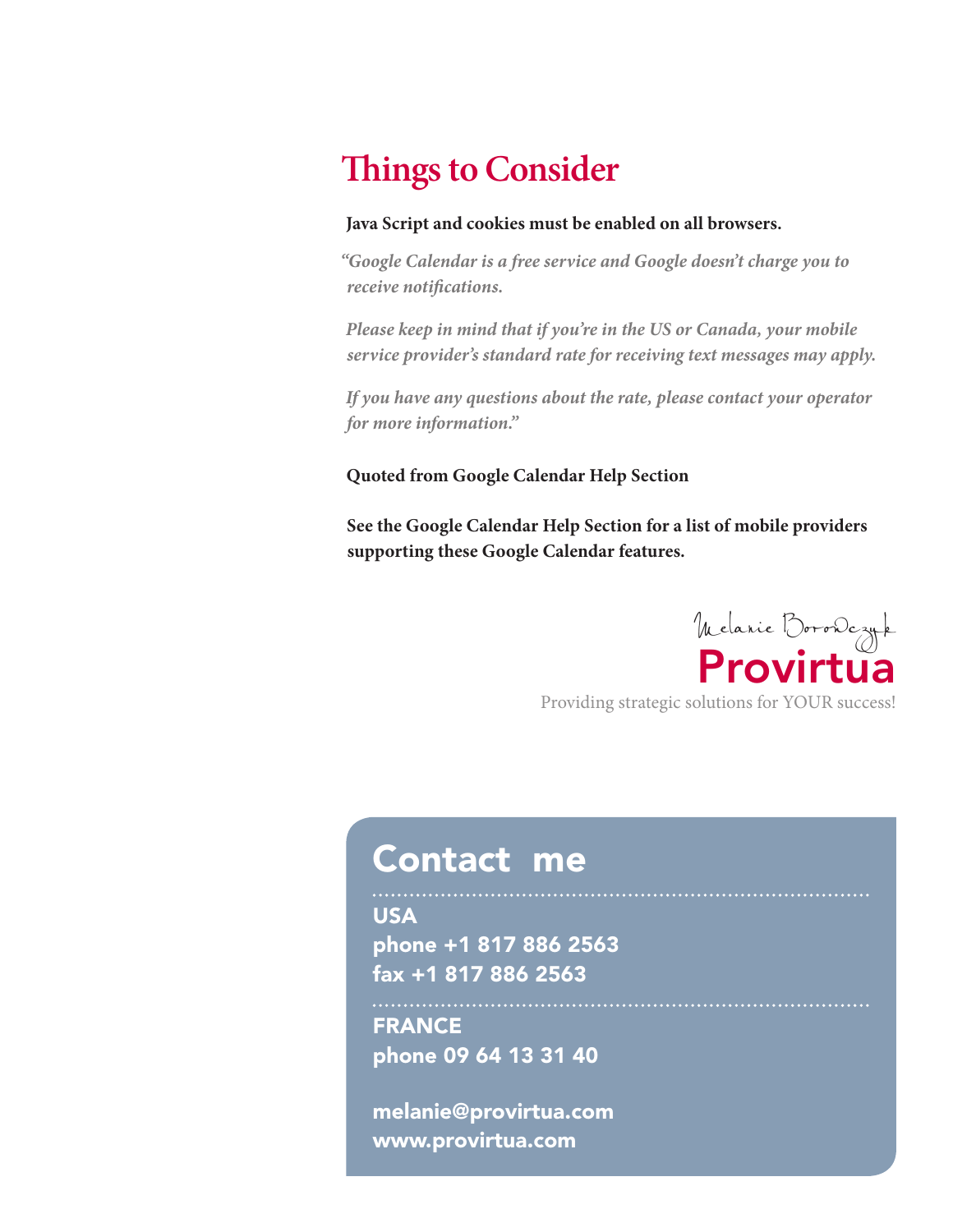# Things to Consider

**Java Script and cookies must be enabled on all browsers.**

*"Google Calendar is a free service and Google doesn't charge you to receive notifications.*

*Please keep in mind that if you're in the US or Canada, your mobile service provider's standard rate for receiving text messages may apply.*

*If you have any questions about the rate, please contact your operator for more information."*

**Quoted from Google Calendar Help Section**

**See the Google Calendar Help Section for a list of mobile providers supporting these Google Calendar features.**

Melanie Borowczyk

Provirtua

Providing strategic solutions for YOUR success!

## Contact me

**USA**
**phone +1 817 886 2563**
**fax +1 817 886 2563**

**FRANCE**
**phone 09 64 13 31 40**

**melanie@provirtua.com**
**www.provirtua.com**